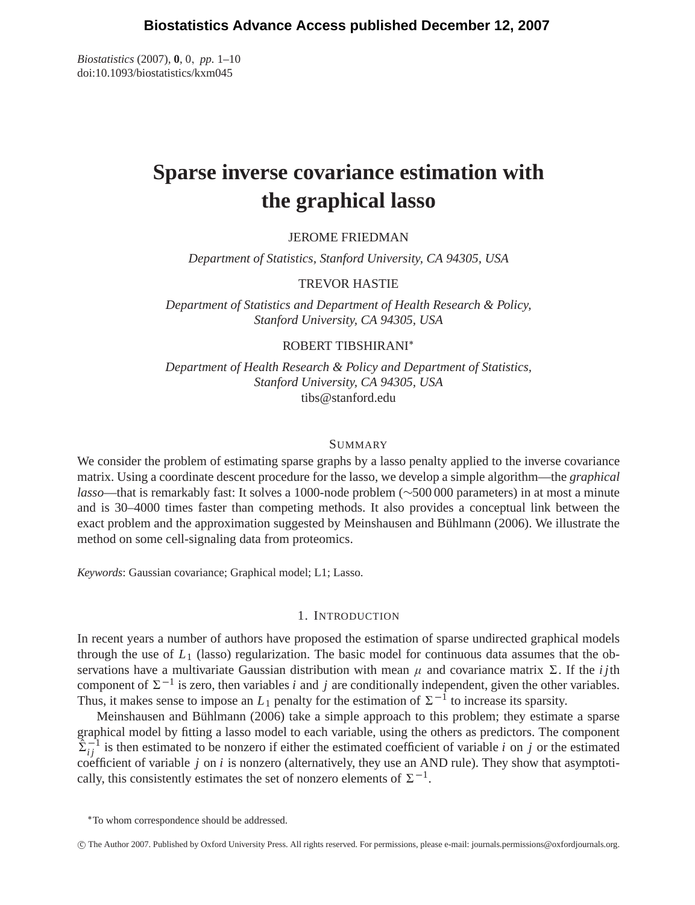# Sparse inverse covariance estimation with the graphical lasso

JEROME FRIEDMAN

*Department of Statistics, Stanford University, CA 94305, USA*

TREVOR HASTIE

*Department of Statistics and Department of Health Research & Policy, Stanford University, CA 94305, USA*

ROBERT TIBSHIRANI*

*Department of Health Research & Policy and Department of Statistics, Stanford University, CA 94305, USA*
tibs@stanford.edu

## SUMMARY

We consider the problem of estimating sparse graphs by a lasso penalty applied to the inverse covariance matrix. Using a coordinate descent procedure for the lasso, we develop a simple algorithm—the *graphical lasso*—that is remarkably fast: It solves a 1000-node problem (∼500 000 parameters) in at most a minute and is 30–4000 times faster than competing methods. It also provides a conceptual link between the exact problem and the approximation suggested by Meinshausen and Bühlmann (2006). We illustrate the method on some cell-signaling data from proteomics.

*Keywords*: Gaussian covariance; Graphical model; L1; Lasso.

## 1. INTRODUCTION

In recent years a number of authors have proposed the estimation of sparse undirected graphical models through the use of $L_1$ (lasso) regularization. The basic model for continuous data assumes that the observations have a multivariate Gaussian distribution with mean $\mu$ and covariance matrix $\Sigma$. If the $ij$th component of $\Sigma^{-1}$ is zero, then variables $i$ and $j$ are conditionally independent, given the other variables. Thus, it makes sense to impose an $L_1$ penalty for the estimation of $\Sigma^{-1}$ to increase its sparsity.

Meinshausen and Bühlmann (2006) take a simple approach to this problem; they estimate a sparse graphical model by fitting a lasso model to each variable, using the others as predictors. The component $\hat{\Sigma}^{-1}_{ij}$ is then estimated to be nonzero if either the estimated coefficient of variable $i$ on $j$ or the estimated coefficient of variable $j$ on $i$ is nonzero (alternatively, they use an AND rule). They show that asymptotically, this consistently estimates the set of nonzero elements of $\Sigma^{-1}$.

*To whom correspondence should be addressed.

© The Author 2007. Published by Oxford University Press. All rights reserved. For permissions, please e-mail: journals.permissions@oxfordjournals.org.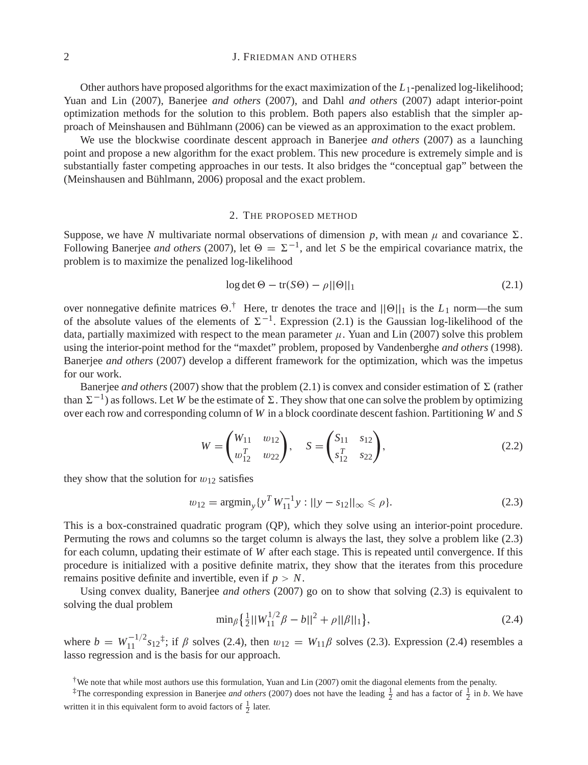Other authors have proposed algorithms for the exact maximization of the $L_1$-penalized log-likelihood; Yuan and Lin (2007), Banerjee *and others* (2007), and Dahl *and others* (2007) adapt interior-point optimization methods for the solution to this problem. Both papers also establish that the simpler approach of Meinshausen and Bühlmann (2006) can be viewed as an approximation to the exact problem.

We use the blockwise coordinate descent approach in Banerjee *and others* (2007) as a launching point and propose a new algorithm for the exact problem. This new procedure is extremely simple and is substantially faster competing approaches in our tests. It also bridges the "conceptual gap" between the (Meinshausen and Bühlmann, 2006) proposal and the exact problem.

## 2. The proposed method

Suppose, we have $N$ multivariate normal observations of dimension $p$, with mean $\mu$ and covariance $\Sigma$. Following Banerjee *and others* (2007), let $\Theta = \Sigma^{-1}$, and let $S$ be the empirical covariance matrix, the problem is to maximize the penalized log-likelihood

$$\log\det\Theta - \mathrm{tr}(S\Theta) - \rho||\Theta||_1 \tag{2.1}$$

over nonnegative definite matrices $\Theta$.[†] Here, tr denotes the trace and $||\Theta||_1$ is the $L_1$ norm—the sum of the absolute values of the elements of $\Sigma^{-1}$. Expression (2.1) is the Gaussian log-likelihood of the data, partially maximized with respect to the mean parameter $\mu$. Yuan and Lin (2007) solve this problem using the interior-point method for the "maxdet" problem, proposed by Vandenberghe *and others* (1998). Banerjee *and others* (2007) develop a different framework for the optimization, which was the impetus for our work.

Banerjee *and others* (2007) show that the problem (2.1) is convex and consider estimation of $\Sigma$ (rather than $\Sigma^{-1}$) as follows. Let $W$ be the estimate of $\Sigma$. They show that one can solve the problem by optimizing over each row and corresponding column of $W$ in a block coordinate descent fashion. Partitioning $W$ and $S$

$$W = \begin{pmatrix} W_{11} & w_{12} \\ w_{12}^T & w_{22} \end{pmatrix}, \quad S = \begin{pmatrix} S_{11} & s_{12} \\ s_{12}^T & s_{22} \end{pmatrix}, \tag{2.2}$$

they show that the solution for $w_{12}$ satisfies

$$w_{12} = \mathrm{argmin}_y\{y^T W_{11}^{-1} y : ||y - s_{12}||_\infty \leqslant \rho\}. \tag{2.3}$$

This is a box-constrained quadratic program (QP), which they solve using an interior-point procedure. Permuting the rows and columns so the target column is always the last, they solve a problem like (2.3) for each column, updating their estimate of $W$ after each stage. This is repeated until convergence. If this procedure is initialized with a positive definite matrix, they show that the iterates from this procedure remains positive definite and invertible, even if $p > N$.

Using convex duality, Banerjee *and others* (2007) go on to show that solving (2.3) is equivalent to solving the dual problem

$$\min_\beta\left\{\tfrac{1}{2}||W_{11}^{1/2}\beta - b||^2 + \rho||\beta||_1\right\}, \tag{2.4}$$

where $b = W_{11}^{-1/2}s_{12}$[‡]; if $\beta$ solves (2.4), then $w_{12} = W_{11}\beta$ solves (2.3). Expression (2.4) resembles a lasso regression and is the basis for our approach.

[†] We note that while most authors use this formulation, Yuan and Lin (2007) omit the diagonal elements from the penalty.

[‡] The corresponding expression in Banerjee *and others* (2007) does not have the leading $\frac{1}{2}$ and has a factor of $\frac{1}{2}$ in $b$. We have written it in this equivalent form to avoid factors of $\frac{1}{2}$ later.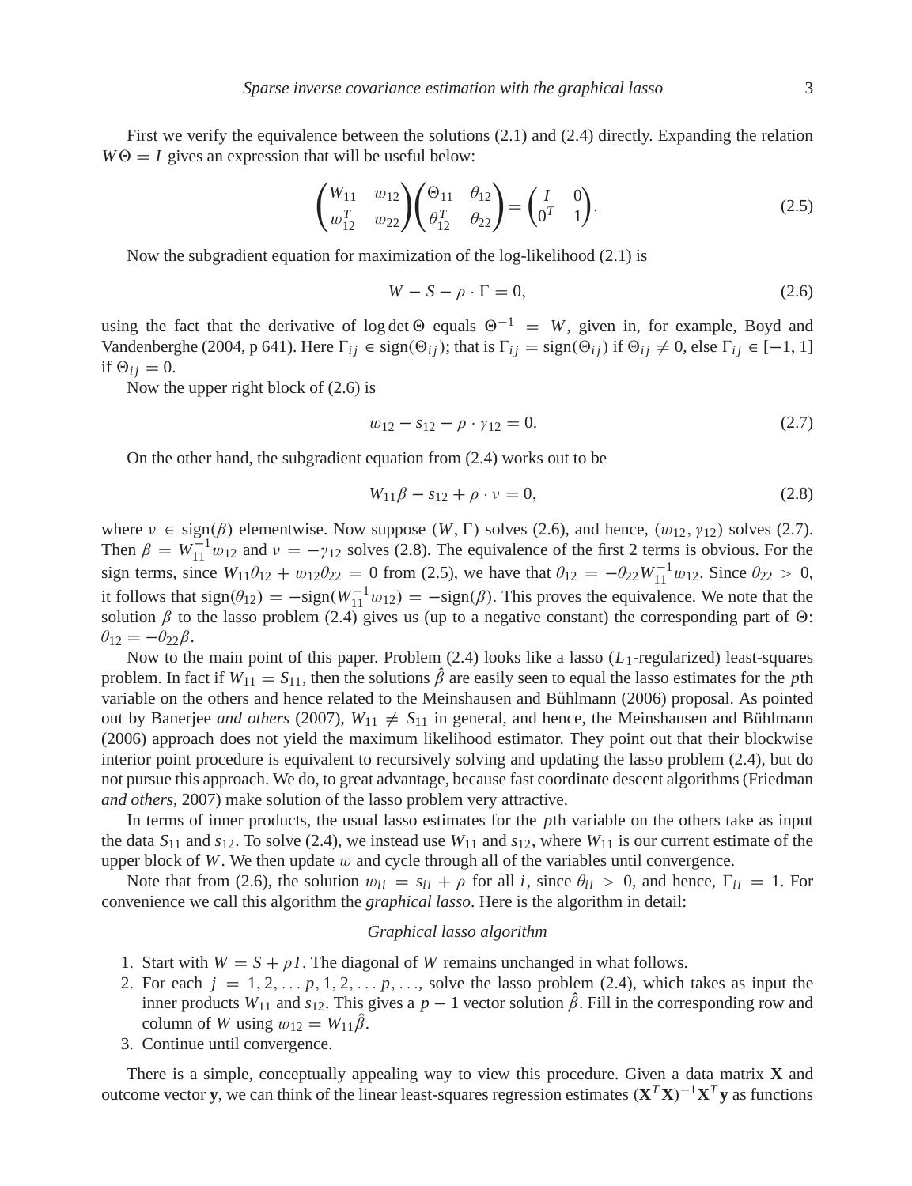First we verify the equivalence between the solutions (2.1) and (2.4) directly. Expanding the relation $W\Theta = I$ gives an expression that will be useful below:

$$\begin{pmatrix} W_{11} & w_{12} \\ w_{12}^T & w_{22} \end{pmatrix} \begin{pmatrix} \Theta_{11} & \theta_{12} \\ \theta_{12}^T & \theta_{22} \end{pmatrix} = \begin{pmatrix} I & 0 \\ 0^T & 1 \end{pmatrix}. \tag{2.5}$$

Now the subgradient equation for maximization of the log-likelihood (2.1) is

$$W - S - \rho \cdot \Gamma = 0, \tag{2.6}$$

using the fact that the derivative of $\log\det\Theta$ equals $\Theta^{-1} = W$, given in, for example, Boyd and Vandenberghe (2004, p 641). Here $\Gamma_{ij} \in \text{sign}(\Theta_{ij})$; that is $\Gamma_{ij} = \text{sign}(\Theta_{ij})$ if $\Theta_{ij} \neq 0$, else $\Gamma_{ij} \in [-1, 1]$ if $\Theta_{ij} = 0$.

Now the upper right block of (2.6) is

$$w_{12} - s_{12} - \rho \cdot \gamma_{12} = 0. \tag{2.7}$$

On the other hand, the subgradient equation from (2.4) works out to be

$$W_{11}\beta - s_{12} + \rho \cdot \nu = 0, \tag{2.8}$$

where $\nu \in \text{sign}(\beta)$ elementwise. Now suppose $(W, \Gamma)$ solves (2.6), and hence, $(w_{12}, \gamma_{12})$ solves (2.7). Then $\beta = W_{11}^{-1}w_{12}$ and $\nu = -\gamma_{12}$ solves (2.8). The equivalence of the first 2 terms is obvious. For the sign terms, since $W_{11}\theta_{12} + w_{12}\theta_{22} = 0$ from (2.5), we have that $\theta_{12} = -\theta_{22}W_{11}^{-1}w_{12}$. Since $\theta_{22} > 0$, it follows that $\text{sign}(\theta_{12}) = -\text{sign}(W_{11}^{-1}w_{12}) = -\text{sign}(\beta)$. This proves the equivalence. We note that the solution $\beta$ to the lasso problem (2.4) gives us (up to a negative constant) the corresponding part of $\Theta$: $\theta_{12} = -\theta_{22}\beta$.

Now to the main point of this paper. Problem (2.4) looks like a lasso ($L_1$-regularized) least-squares problem. In fact if $W_{11} = S_{11}$, then the solutions $\hat{\beta}$ are easily seen to equal the lasso estimates for the $p$th variable on the others and hence related to the Meinshausen and Bühlmann (2006) proposal. As pointed out by Banerjee *and others* (2007), $W_{11} \neq S_{11}$ in general, and hence, the Meinshausen and Bühlmann (2006) approach does not yield the maximum likelihood estimator. They point out that their blockwise interior point procedure is equivalent to recursively solving and updating the lasso problem (2.4), but do not pursue this approach. We do, to great advantage, because fast coordinate descent algorithms (Friedman *and others*, 2007) make solution of the lasso problem very attractive.

In terms of inner products, the usual lasso estimates for the $p$th variable on the others take as input the data $S_{11}$ and $s_{12}$. To solve (2.4), we instead use $W_{11}$ and $s_{12}$, where $W_{11}$ is our current estimate of the upper block of $W$. We then update $w$ and cycle through all of the variables until convergence.

Note that from (2.6), the solution $w_{ii} = s_{ii} + \rho$ for all $i$, since $\theta_{ii} > 0$, and hence, $\Gamma_{ii} = 1$. For convenience we call this algorithm the *graphical lasso*. Here is the algorithm in detail:

*Graphical lasso algorithm*

1. Start with $W = S + \rho I$. The diagonal of $W$ remains unchanged in what follows.
2. For each $j = 1, 2, \ldots p, 1, 2, \ldots p, \ldots$, solve the lasso problem (2.4), which takes as input the inner products $W_{11}$ and $s_{12}$. This gives a $p - 1$ vector solution $\hat{\beta}$. Fill in the corresponding row and column of $W$ using $w_{12} = W_{11}\hat{\beta}$.
3. Continue until convergence.

There is a simple, conceptually appealing way to view this procedure. Given a data matrix $\mathbf{X}$ and outcome vector $\mathbf{y}$, we can think of the linear least-squares regression estimates $(\mathbf{X}^T\mathbf{X})^{-1}\mathbf{X}^T\mathbf{y}$ as functions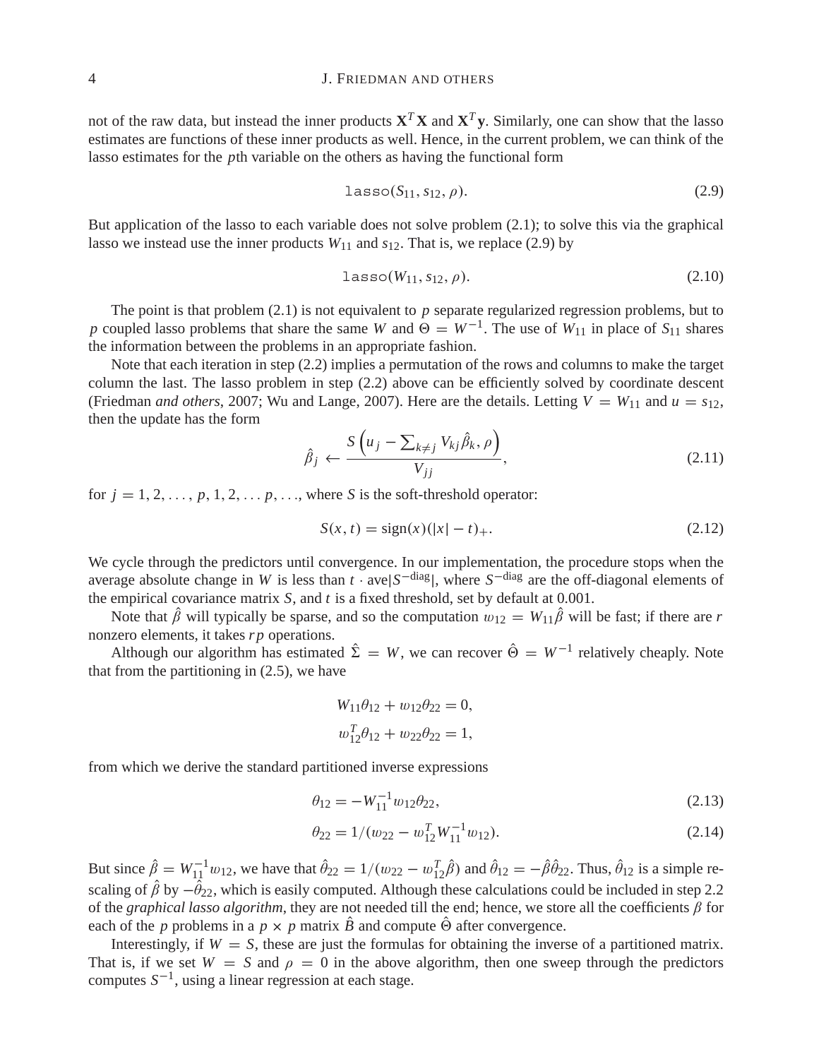not of the raw data, but instead the inner products $\mathbf{X}^T\mathbf{X}$ and $\mathbf{X}^T\mathbf{y}$. Similarly, one can show that the lasso estimates are functions of these inner products as well. Hence, in the current problem, we can think of the lasso estimates for the $p$th variable on the others as having the functional form

$$\texttt{lasso}(S_{11}, s_{12}, \rho). \tag{2.9}$$

But application of the lasso to each variable does not solve problem (2.1); to solve this via the graphical lasso we instead use the inner products $W_{11}$ and $s_{12}$. That is, we replace (2.9) by

$$\texttt{lasso}(W_{11}, s_{12}, \rho). \tag{2.10}$$

The point is that problem (2.1) is not equivalent to $p$ separate regularized regression problems, but to $p$ coupled lasso problems that share the same $W$ and $\Theta = W^{-1}$. The use of $W_{11}$ in place of $S_{11}$ shares the information between the problems in an appropriate fashion.

Note that each iteration in step (2.2) implies a permutation of the rows and columns to make the target column the last. The lasso problem in step (2.2) above can be efficiently solved by coordinate descent (Friedman *and others*, 2007; Wu and Lange, 2007). Here are the details. Letting $V = W_{11}$ and $u = s_{12}$, then the update has the form

$$\hat{\beta}_j \leftarrow \frac{S\left(u_j - \sum_{k \neq j} V_{kj}\hat{\beta}_k, \rho\right)}{V_{jj}}, \tag{2.11}$$

for $j = 1, 2, \ldots, p, 1, 2, \ldots p, \ldots$, where $S$ is the soft-threshold operator:

$$S(x, t) = \text{sign}(x)(|x| - t)_+. \tag{2.12}$$

We cycle through the predictors until convergence. In our implementation, the procedure stops when the average absolute change in $W$ is less than $t \cdot \text{ave}|S^{-\text{diag}}|$, where $S^{-\text{diag}}$ are the off-diagonal elements of the empirical covariance matrix $S$, and $t$ is a fixed threshold, set by default at 0.001.

Note that $\hat{\beta}$ will typically be sparse, and so the computation $w_{12} = W_{11}\hat{\beta}$ will be fast; if there are $r$ nonzero elements, it takes $rp$ operations.

Although our algorithm has estimated $\hat{\Sigma} = W$, we can recover $\hat{\Theta} = W^{-1}$ relatively cheaply. Note that from the partitioning in (2.5), we have

$$W_{11}\theta_{12} + w_{12}\theta_{22} = 0,$$
$$w_{12}^T\theta_{12} + w_{22}\theta_{22} = 1,$$

from which we derive the standard partitioned inverse expressions

$$\theta_{12} = -W_{11}^{-1}w_{12}\theta_{22}, \tag{2.13}$$

$$\theta_{22} = 1/(w_{22} - w_{12}^T W_{11}^{-1} w_{12}). \tag{2.14}$$

But since $\hat{\beta} = W_{11}^{-1}w_{12}$, we have that $\hat{\theta}_{22} = 1/(w_{22} - w_{12}^T\hat{\beta})$ and $\hat{\theta}_{12} = -\hat{\beta}\hat{\theta}_{22}$. Thus, $\hat{\theta}_{12}$ is a simple rescaling of $\hat{\beta}$ by $-\hat{\theta}_{22}$, which is easily computed. Although these calculations could be included in step 2.2 of the *graphical lasso algorithm*, they are not needed till the end; hence, we store all the coefficients $\beta$ for each of the $p$ problems in a $p \times p$ matrix $\hat{B}$ and compute $\hat{\Theta}$ after convergence.

Interestingly, if $W = S$, these are just the formulas for obtaining the inverse of a partitioned matrix. That is, if we set $W = S$ and $\rho = 0$ in the above algorithm, then one sweep through the predictors computes $S^{-1}$, using a linear regression at each stage.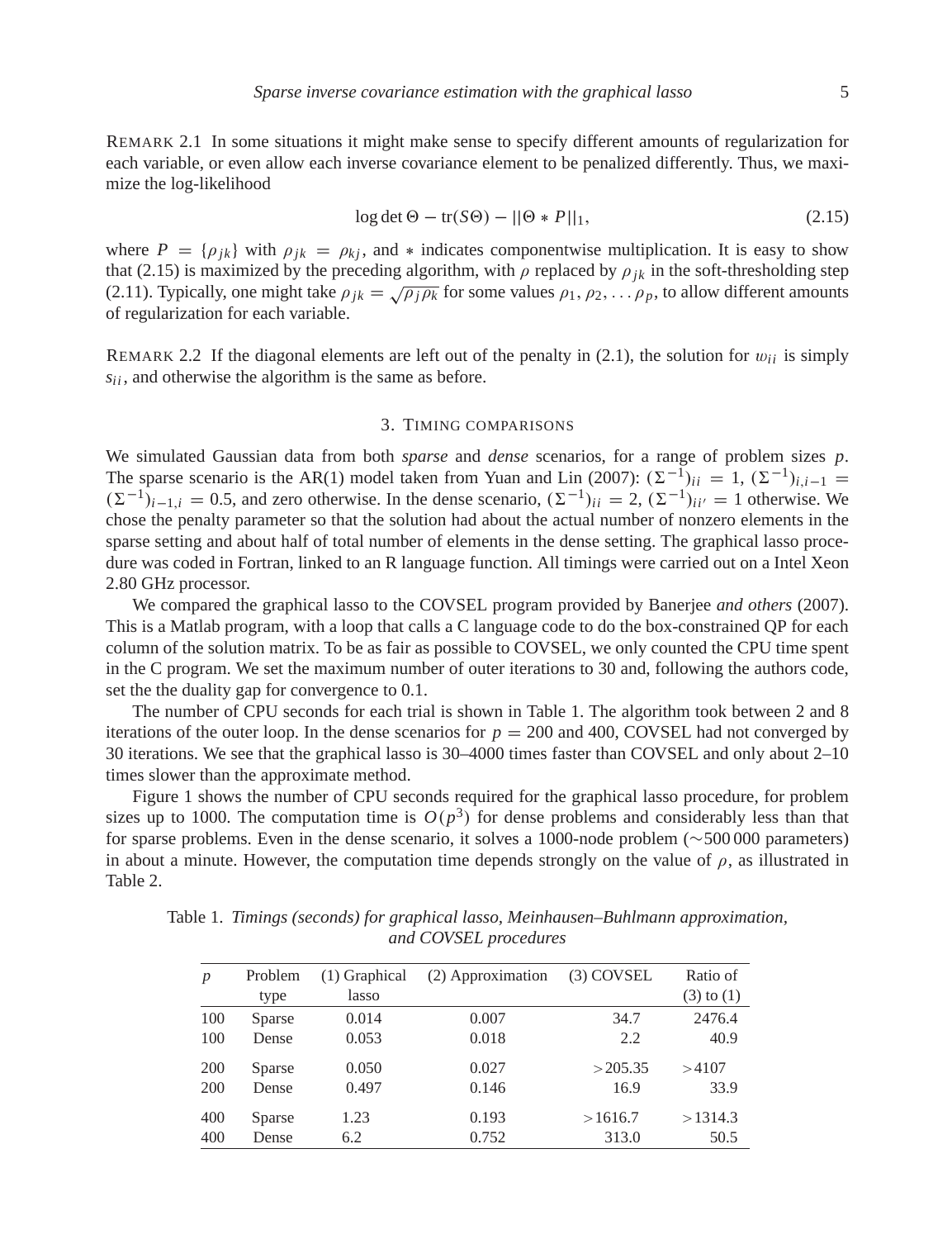REMARK 2.1 In some situations it might make sense to specify different amounts of regularization for each variable, or even allow each inverse covariance element to be penalized differently. Thus, we maximize the log-likelihood

$$\log \det \Theta - \operatorname{tr}(S\Theta) - ||\Theta * P||_1, \tag{2.15}$$

where $P = \{\rho_{jk}\}$ with $\rho_{jk} = \rho_{kj}$, and $*$ indicates componentwise multiplication. It is easy to show that (2.15) is maximized by the preceding algorithm, with $\rho$ replaced by $\rho_{jk}$ in the soft-thresholding step (2.11). Typically, one might take $\rho_{jk} = \sqrt{\rho_j \rho_k}$ for some values $\rho_1, \rho_2, \ldots \rho_p$, to allow different amounts of regularization for each variable.

REMARK 2.2 If the diagonal elements are left out of the penalty in (2.1), the solution for $w_{ii}$ is simply $s_{ii}$, and otherwise the algorithm is the same as before.

## 3. TIMING COMPARISONS

We simulated Gaussian data from both *sparse* and *dense* scenarios, for a range of problem sizes $p$. The sparse scenario is the AR(1) model taken from Yuan and Lin (2007): $(\Sigma^{-1})_{ii} = 1$, $(\Sigma^{-1})_{i,i-1} = (\Sigma^{-1})_{i-1,i} = 0.5$, and zero otherwise. In the dense scenario, $(\Sigma^{-1})_{ii} = 2$, $(\Sigma^{-1})_{ii'} = 1$ otherwise. We chose the penalty parameter so that the solution had about the actual number of nonzero elements in the sparse setting and about half of total number of elements in the dense setting. The graphical lasso procedure was coded in Fortran, linked to an R language function. All timings were carried out on a Intel Xeon 2.80 GHz processor.

We compared the graphical lasso to the COVSEL program provided by Banerjee *and others* (2007). This is a Matlab program, with a loop that calls a C language code to do the box-constrained QP for each column of the solution matrix. To be as fair as possible to COVSEL, we only counted the CPU time spent in the C program. We set the maximum number of outer iterations to 30 and, following the authors code, set the the duality gap for convergence to 0.1.

The number of CPU seconds for each trial is shown in Table 1. The algorithm took between 2 and 8 iterations of the outer loop. In the dense scenarios for $p = 200$ and 400, COVSEL had not converged by 30 iterations. We see that the graphical lasso is 30–4000 times faster than COVSEL and only about 2–10 times slower than the approximate method.

Figure 1 shows the number of CPU seconds required for the graphical lasso procedure, for problem sizes up to 1000. The computation time is $O(p^3)$ for dense problems and considerably less than that for sparse problems. Even in the dense scenario, it solves a 1000-node problem (~500 000 parameters) in about a minute. However, the computation time depends strongly on the value of $\rho$, as illustrated in Table 2.

Table 1. *Timings (seconds) for graphical lasso, Meinhausen–Buhlmann approximation, and COVSEL procedures*

| $p$ | Problem type | (1) Graphical lasso | (2) Approximation | (3) COVSEL | Ratio of (3) to (1) |
|---|---|---|---|---|---|
| 100 | Sparse | 0.014 | 0.007 | 34.7 | 2476.4 |
| 100 | Dense | 0.053 | 0.018 | 2.2 | 40.9 |
| 200 | Sparse | 0.050 | 0.027 | >205.35 | >4107 |
| 200 | Dense | 0.497 | 0.146 | 16.9 | 33.9 |
| 400 | Sparse | 1.23 | 0.193 | >1616.7 | >1314.3 |
| 400 | Dense | 6.2 | 0.752 | 313.0 | 50.5 |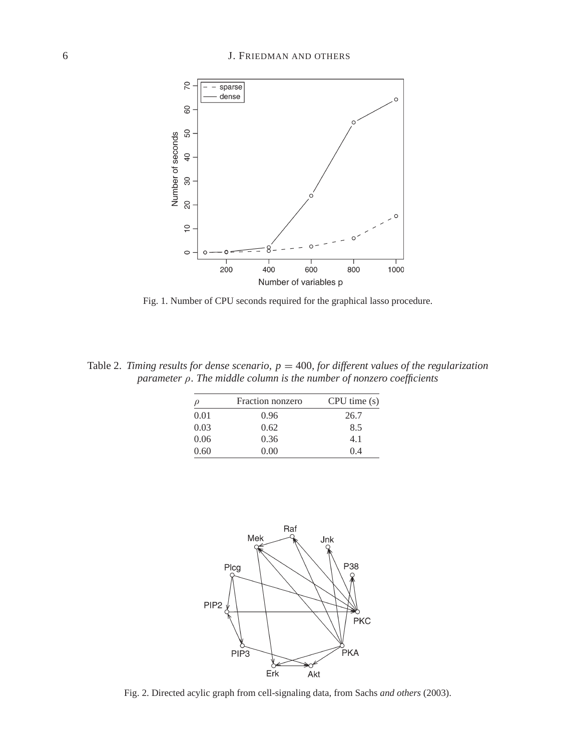Fig. 1. Number of CPU seconds required for the graphical lasso procedure.

Table 2. *Timing results for dense scenario, $p = 400$, for different values of the regularization parameter $\rho$. The middle column is the number of nonzero coefficients*

| $\rho$ | Fraction nonzero | CPU time (s) |
|---|---|---|
| 0.01 | 0.96 | 26.7 |
| 0.03 | 0.62 | 8.5 |
| 0.06 | 0.36 | 4.1 |
| 0.60 | 0.00 | 0.4 |

Fig. 2. Directed acylic graph from cell-signaling data, from Sachs *and others* (2003).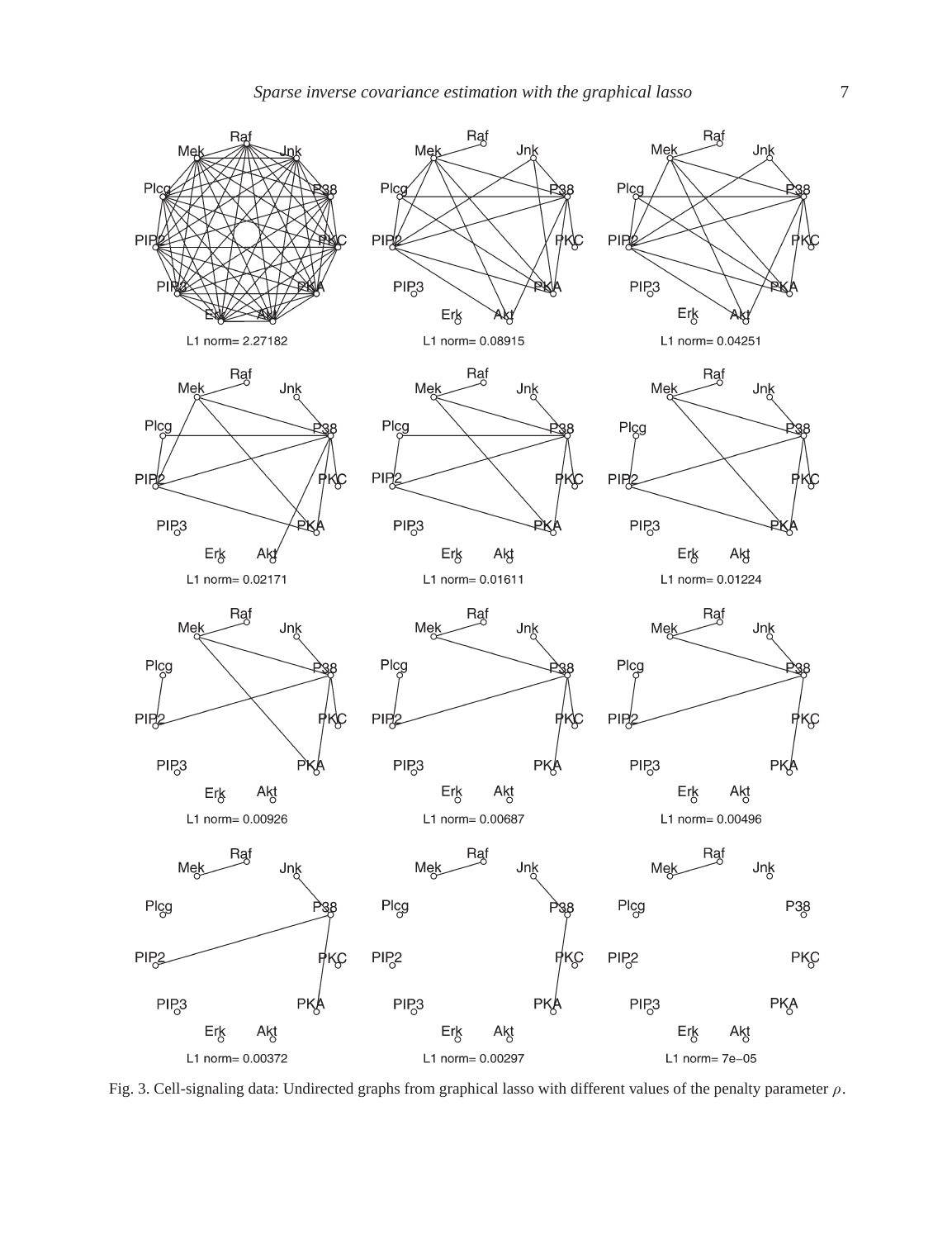Fig. 3. Cell-signaling data: Undirected graphs from graphical lasso with different values of the penalty parameter $\rho$.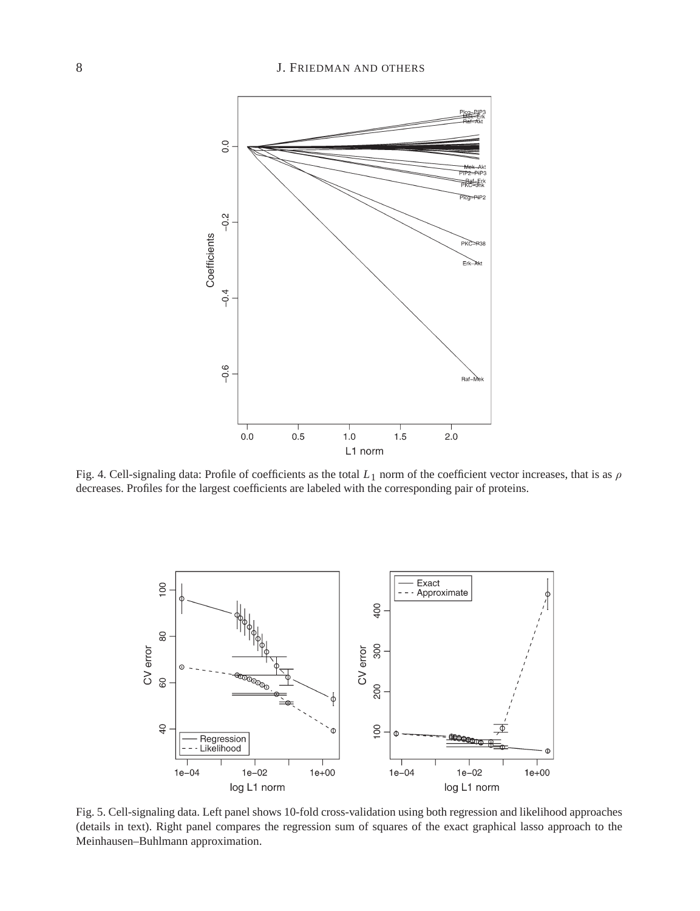Fig. 4. Cell-signaling data: Profile of coefficients as the total $L_1$ norm of the coefficient vector increases, that is as $\rho$ decreases. Profiles for the largest coefficients are labeled with the corresponding pair of proteins.

Fig. 5. Cell-signaling data. Left panel shows 10-fold cross-validation using both regression and likelihood approaches (details in text). Right panel compares the regression sum of squares of the exact graphical lasso approach to the Meinhausen–Buhlmann approximation.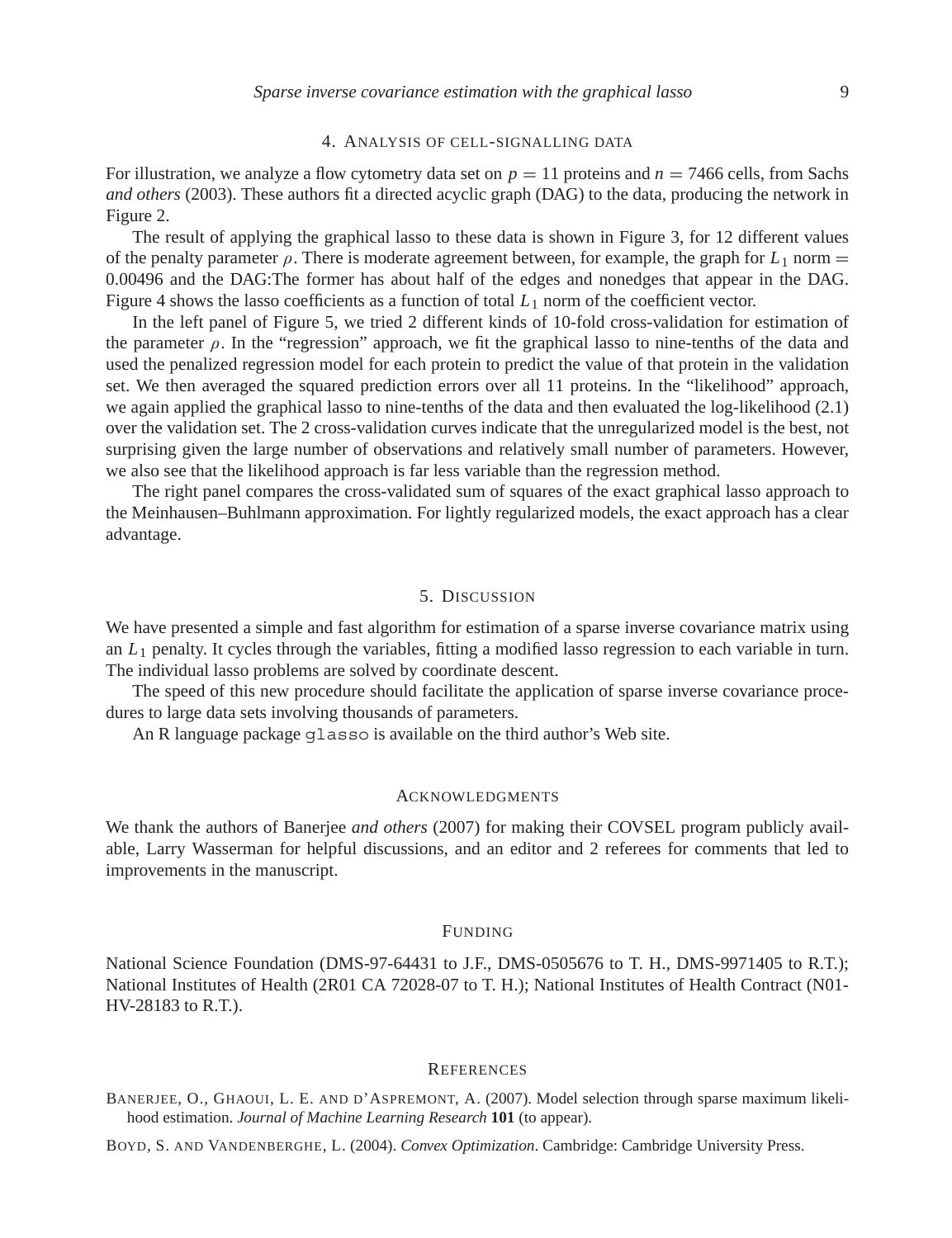## 4. Analysis of cell-signalling data

For illustration, we analyze a flow cytometry data set on $p = 11$ proteins and $n = 7466$ cells, from Sachs *and others* (2003). These authors fit a directed acyclic graph (DAG) to the data, producing the network in Figure 2.

The result of applying the graphical lasso to these data is shown in Figure 3, for 12 different values of the penalty parameter $\rho$. There is moderate agreement between, for example, the graph for $L_1$ norm $=$ 0.00496 and the DAG:The former has about half of the edges and nonedges that appear in the DAG. Figure 4 shows the lasso coefficients as a function of total $L_1$ norm of the coefficient vector.

In the left panel of Figure 5, we tried 2 different kinds of 10-fold cross-validation for estimation of the parameter $\rho$. In the "regression" approach, we fit the graphical lasso to nine-tenths of the data and used the penalized regression model for each protein to predict the value of that protein in the validation set. We then averaged the squared prediction errors over all 11 proteins. In the "likelihood" approach, we again applied the graphical lasso to nine-tenths of the data and then evaluated the log-likelihood (2.1) over the validation set. The 2 cross-validation curves indicate that the unregularized model is the best, not surprising given the large number of observations and relatively small number of parameters. However, we also see that the likelihood approach is far less variable than the regression method.

The right panel compares the cross-validated sum of squares of the exact graphical lasso approach to the Meinhausen–Buhlmann approximation. For lightly regularized models, the exact approach has a clear advantage.

## 5. Discussion

We have presented a simple and fast algorithm for estimation of a sparse inverse covariance matrix using an $L_1$ penalty. It cycles through the variables, fitting a modified lasso regression to each variable in turn. The individual lasso problems are solved by coordinate descent.

The speed of this new procedure should facilitate the application of sparse inverse covariance procedures to large data sets involving thousands of parameters.

An R language package `glasso` is available on the third author's Web site.

## Acknowledgments

We thank the authors of Banerjee *and others* (2007) for making their COVSEL program publicly available, Larry Wasserman for helpful discussions, and an editor and 2 referees for comments that led to improvements in the manuscript.

## Funding

National Science Foundation (DMS-97-64431 to J.F., DMS-0505676 to T. H., DMS-9971405 to R.T.); National Institutes of Health (2R01 CA 72028-07 to T. H.); National Institutes of Health Contract (N01-HV-28183 to R.T.).

## References

Banerjee, O., Ghaoui, L. E. and d'Aspremont, A. (2007). Model selection through sparse maximum likelihood estimation. *Journal of Machine Learning Research* **101** (to appear).

Boyd, S. and Vandenberghe, L. (2004). *Convex Optimization*. Cambridge: Cambridge University Press.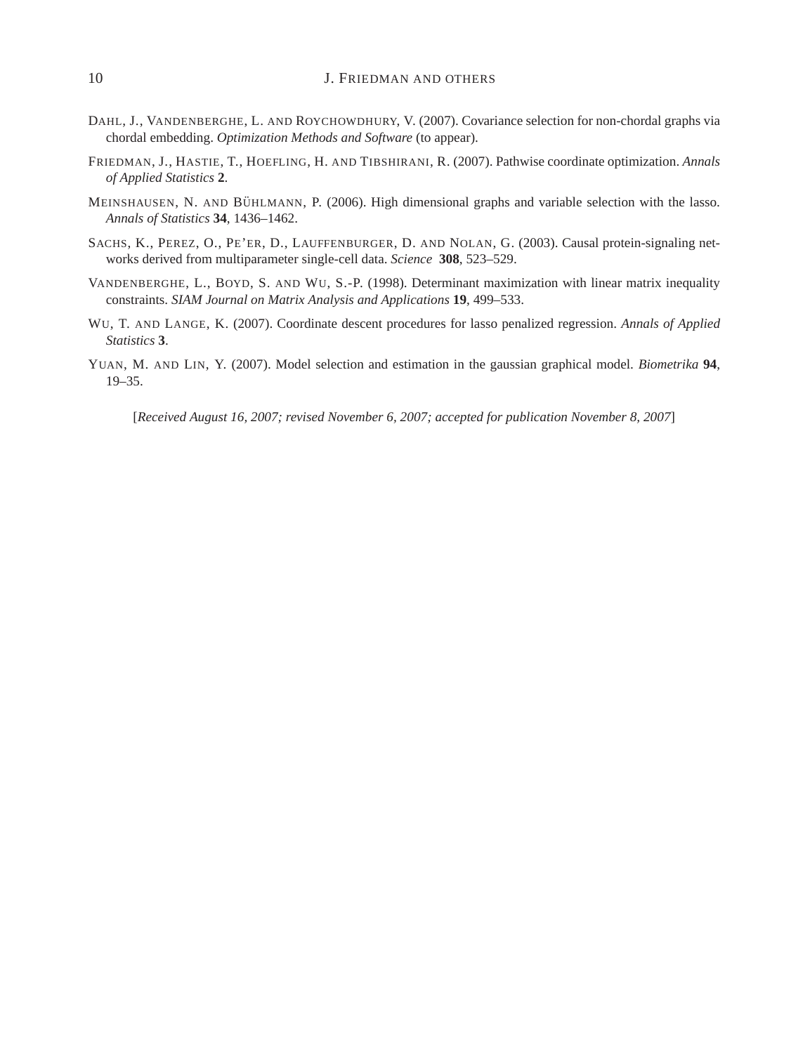Dahl, J., Vandenberghe, L. and Roychowdhury, V. (2007). Covariance selection for non-chordal graphs via chordal embedding. *Optimization Methods and Software* (to appear).

Friedman, J., Hastie, T., Hoefling, H. and Tibshirani, R. (2007). Pathwise coordinate optimization. *Annals of Applied Statistics* **2**.

Meinshausen, N. and Bühlmann, P. (2006). High dimensional graphs and variable selection with the lasso. *Annals of Statistics* **34**, 1436–1462.

Sachs, K., Perez, O., Pe'er, D., Lauffenburger, D. and Nolan, G. (2003). Causal protein-signaling networks derived from multiparameter single-cell data. *Science* **308**, 523–529.

Vandenberghe, L., Boyd, S. and Wu, S.-P. (1998). Determinant maximization with linear matrix inequality constraints. *SIAM Journal on Matrix Analysis and Applications* **19**, 499–533.

Wu, T. and Lange, K. (2007). Coordinate descent procedures for lasso penalized regression. *Annals of Applied Statistics* **3**.

Yuan, M. and Lin, Y. (2007). Model selection and estimation in the gaussian graphical model. *Biometrika* **94**, 19–35.

[*Received August 16, 2007; revised November 6, 2007; accepted for publication November 8, 2007*]